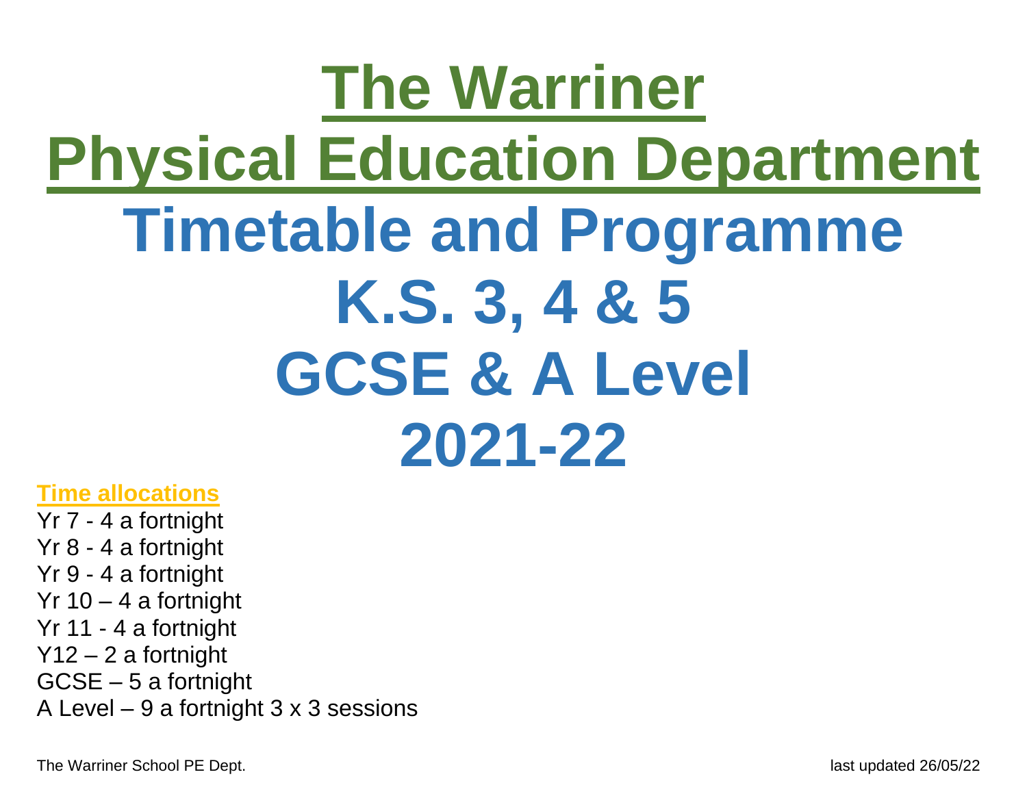# The Warriner

# Physical Education Department

# Timetable and Programme

# K.S. 3, 4 & 5

# GCSE & A Level

# 2021-22

**Time allocations**

Yr 7 - 4 a fortnight  
Yr 8 - 4 a fortnight  
Yr 9 - 4 a fortnight  
Yr 10 – 4 a fortnight  
Yr 11 - 4 a fortnight  
Y12 – 2 a fortnight  
GCSE – 5 a fortnight  
A Level – 9 a fortnight 3 x 3 sessions

The Warriner School PE Dept.  
last updated 26/05/22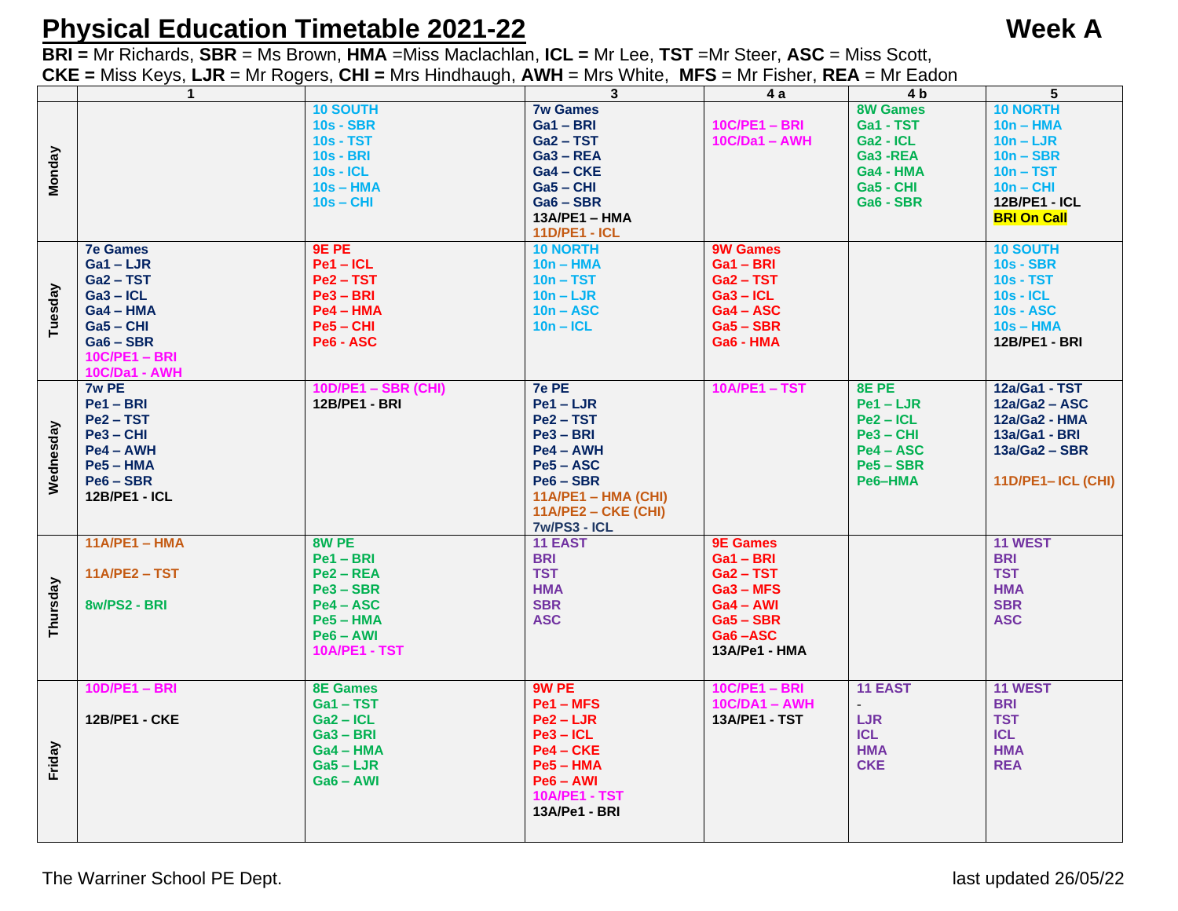# Physical Education Timetable 2021-22 Week A

**BRI =** Mr Richards, **SBR** = Ms Brown, **HMA** =Miss Maclachlan, **ICL =** Mr Lee, **TST** =Mr Steer, **ASC** = Miss Scott, **CKE =** Miss Keys, **LJR** = Mr Rogers, **CHI =** Mrs Hindhaugh, **AWH** = Mrs White, **MFS** = Mr Fisher, **REA** = Mr Eadon

| | 1 | | 3 | 4 a | 4 b | 5 |
|---|---|---|---|---|---|---|
| **Monday** | | 10 SOUTH<br>10s - SBR<br>10s - TST<br>10s - BRI<br>10s - ICL<br>10s – HMA<br>10s – CHI | 7w Games<br>Ga1 – BRI<br>Ga2 – TST<br>Ga3 – REA<br>Ga4 – CKE<br>Ga5 – CHI<br>Ga6 – SBR<br>13A/PE1 – HMA<br>11D/PE1 - ICL | 10C/PE1 – BRI<br>10C/Da1 – AWH | 8W Games<br>Ga1 - TST<br>Ga2 - ICL<br>Ga3 -REA<br>Ga4 - HMA<br>Ga5 - CHI<br>Ga6 - SBR | 10 NORTH<br>10n – HMA<br>10n – LJR<br>10n – SBR<br>10n – TST<br>10n – CHI<br>12B/PE1 - ICL<br>**BRI On Call** |
| **Tuesday** | 7e Games<br>Ga1 – LJR<br>Ga2 – TST<br>Ga3 – ICL<br>Ga4 – HMA<br>Ga5 – CHI<br>Ga6 – SBR<br>10C/PE1 – BRI<br>10C/Da1 - AWH | 9E PE<br>Pe1 – ICL<br>Pe2 – TST<br>Pe3 – BRI<br>Pe4 – HMA<br>Pe5 – CHI<br>Pe6 - ASC | 10 NORTH<br>10n – HMA<br>10n – TST<br>10n – LJR<br>10n – ASC<br>10n – ICL | 9W Games<br>Ga1 – BRI<br>Ga2 – TST<br>Ga3 – ICL<br>Ga4 – ASC<br>Ga5 – SBR<br>Ga6 - HMA | | 10 SOUTH<br>10s - SBR<br>10s - TST<br>10s - ICL<br>10s - ASC<br>10s – HMA<br>12B/PE1 - BRI |
| **Wednesday** | 7w PE<br>Pe1 – BRI<br>Pe2 – TST<br>Pe3 – CHI<br>Pe4 – AWH<br>Pe5 – HMA<br>Pe6 – SBR<br>12B/PE1 - ICL | 10D/PE1 – SBR (CHI)<br>12B/PE1 - BRI | 7e PE<br>Pe1 – LJR<br>Pe2 – TST<br>Pe3 – BRI<br>Pe4 – AWH<br>Pe5 – ASC<br>Pe6 – SBR<br>11A/PE1 – HMA (CHI)<br>11A/PE2 – CKE (CHI)<br>7w/PS3 - ICL | 10A/PE1 – TST | 8E PE<br>Pe1 – LJR<br>Pe2 – ICL<br>Pe3 – CHI<br>Pe4 – ASC<br>Pe5 – SBR<br>Pe6–HMA | 12a/Ga1 - TST<br>12a/Ga2 – ASC<br>12a/Ga2 - HMA<br>13a/Ga1 - BRI<br>13a/Ga2 – SBR<br><br>11D/PE1– ICL (CHI) |
| **Thursday** | 11A/PE1 – HMA<br><br>11A/PE2 – TST<br><br>8w/PS2 - BRI | 8W PE<br>Pe1 – BRI<br>Pe2 – REA<br>Pe3 – SBR<br>Pe4 – ASC<br>Pe5 – HMA<br>Pe6 – AWI<br>10A/PE1 - TST | 11 EAST<br>BRI<br>TST<br>HMA<br>SBR<br>ASC | 9E Games<br>Ga1 – BRI<br>Ga2 – TST<br>Ga3 – MFS<br>Ga4 – AWI<br>Ga5 – SBR<br>Ga6 –ASC<br>13A/Pe1 - HMA | | 11 WEST<br>BRI<br>TST<br>HMA<br>SBR<br>ASC |
| **Friday** | 10D/PE1 – BRI<br><br>12B/PE1 - CKE | 8E Games<br>Ga1 – TST<br>Ga2 – ICL<br>Ga3 – BRI<br>Ga4 – HMA<br>Ga5 – LJR<br>Ga6 – AWI | 9W PE<br>Pe1 – MFS<br>Pe2 – LJR<br>Pe3 – ICL<br>Pe4 – CKE<br>Pe5 – HMA<br>Pe6 – AWI<br>10A/PE1 - TST<br>13A/Pe1 - BRI | 10C/PE1 – BRI<br>10C/DA1 – AWH<br>13A/PE1 - TST | 11 EAST<br>-<br>LJR<br>ICL<br>HMA<br>CKE | 11 WEST<br>BRI<br>TST<br>ICL<br>HMA<br>REA |

The Warriner School PE Dept. last updated 26/05/22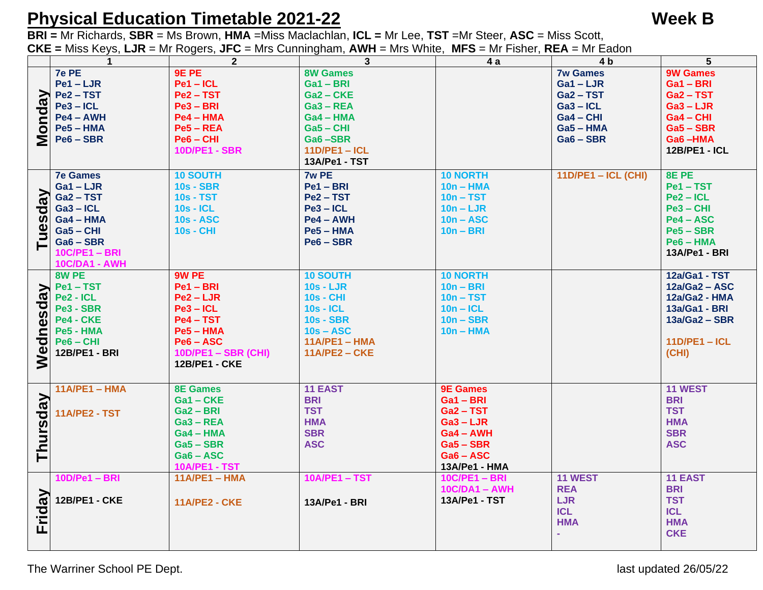# Physical Education Timetable 2021-22 — Week B

**BRI =** Mr Richards, **SBR** = Ms Brown, **HMA** =Miss Maclachlan, **ICL =** Mr Lee, **TST** =Mr Steer, **ASC** = Miss Scott,
**CKE =** Miss Keys, **LJR** = Mr Rogers, **JFC** = Mrs Cunningham, **AWH** = Mrs White, **MFS** = Mr Fisher, **REA** = Mr Eadon

| | 1 | 2 | 3 | 4 a | 4 b | 5 |
|---|---|---|---|---|---|---|
| **Monday** | 7e PE<br>Pe1 – LJR<br>Pe2 – TST<br>Pe3 – ICL<br>Pe4 – AWH<br>Pe5 – HMA<br>Pe6 – SBR | 9E PE<br>Pe1 – ICL<br>Pe2 – TST<br>Pe3 – BRI<br>Pe4 – HMA<br>Pe5 – REA<br>Pe6 – CHI<br>10D/PE1 - SBR | 8W Games<br>Ga1 – BRI<br>Ga2 – CKE<br>Ga3 – REA<br>Ga4 – HMA<br>Ga5 – CHI<br>Ga6 –SBR<br>11D/PE1 – ICL<br>13A/Pe1 - TST | | 7w Games<br>Ga1 – LJR<br>Ga2 – TST<br>Ga3 – ICL<br>Ga4 – CHI<br>Ga5 – HMA<br>Ga6 – SBR | 9W Games<br>Ga1 – BRI<br>Ga2 – TST<br>Ga3 – LJR<br>Ga4 – CHI<br>Ga5 – SBR<br>Ga6 –HMA<br>12B/PE1 - ICL |
| **Tuesday** | 7e Games<br>Ga1 – LJR<br>Ga2 – TST<br>Ga3 – ICL<br>Ga4 – HMA<br>Ga5 – CHI<br>Ga6 – SBR<br>10C/PE1 – BRI<br>10C/DA1 - AWH | 10 SOUTH<br>10s - SBR<br>10s - TST<br>10s - ICL<br>10s - ASC<br>10s - CHI | 7w PE<br>Pe1 – BRI<br>Pe2 – TST<br>Pe3 – ICL<br>Pe4 – AWH<br>Pe5 – HMA<br>Pe6 – SBR | 10 NORTH<br>10n – HMA<br>10n – TST<br>10n – LJR<br>10n – ASC<br>10n – BRI | 11D/PE1 – ICL (CHI) | 8E PE<br>Pe1 – TST<br>Pe2 – ICL<br>Pe3 – CHI<br>Pe4 – ASC<br>Pe5 – SBR<br>Pe6 – HMA<br>13A/Pe1 - BRI |
| **Wednesday** | 8W PE<br>Pe1 – TST<br>Pe2 - ICL<br>Pe3 - SBR<br>Pe4 - CKE<br>Pe5 - HMA<br>Pe6 – CHI<br>12B/PE1 - BRI | 9W PE<br>Pe1 – BRI<br>Pe2 – LJR<br>Pe3 – ICL<br>Pe4 – TST<br>Pe5 – HMA<br>Pe6 – ASC<br>10D/PE1 – SBR (CHI)<br>12B/PE1 - CKE | 10 SOUTH<br>10s - LJR<br>10s - CHI<br>10s - ICL<br>10s - SBR<br>10s – ASC<br>11A/PE1 – HMA<br>11A/PE2 – CKE | 10 NORTH<br>10n – BRI<br>10n – TST<br>10n – ICL<br>10n – SBR<br>10n – HMA | | 12a/Ga1 - TST<br>12a/Ga2 – ASC<br>12a/Ga2 - HMA<br>13a/Ga1 - BRI<br>13a/Ga2 – SBR<br><br>11D/PE1 – ICL (CHI) |
| **Thursday** | 11A/PE1 – HMA<br><br>11A/PE2 - TST | 8E Games<br>Ga1 – CKE<br>Ga2 – BRI<br>Ga3 – REA<br>Ga4 – HMA<br>Ga5 – SBR<br>Ga6 – ASC<br>10A/PE1 - TST | 11 EAST<br>BRI<br>TST<br>HMA<br>SBR<br>ASC | 9E Games<br>Ga1 – BRI<br>Ga2 – TST<br>Ga3 – LJR<br>Ga4 – AWH<br>Ga5 – SBR<br>Ga6 – ASC<br>13A/Pe1 - HMA | | 11 WEST<br>BRI<br>TST<br>HMA<br>SBR<br>ASC |
| **Friday** | 10D/Pe1 – BRI<br><br>12B/PE1 - CKE | 11A/PE1 – HMA<br><br>11A/PE2 - CKE | 10A/PE1 – TST<br><br>13A/Pe1 - BRI | 10C/PE1 – BRI<br>10C/DA1 – AWH<br>13A/Pe1 - TST | 11 WEST<br>REA<br>LJR<br>ICL<br>HMA<br>- | 11 EAST<br>BRI<br>TST<br>ICL<br>HMA<br>CKE |

The Warriner School PE Dept. last updated 26/05/22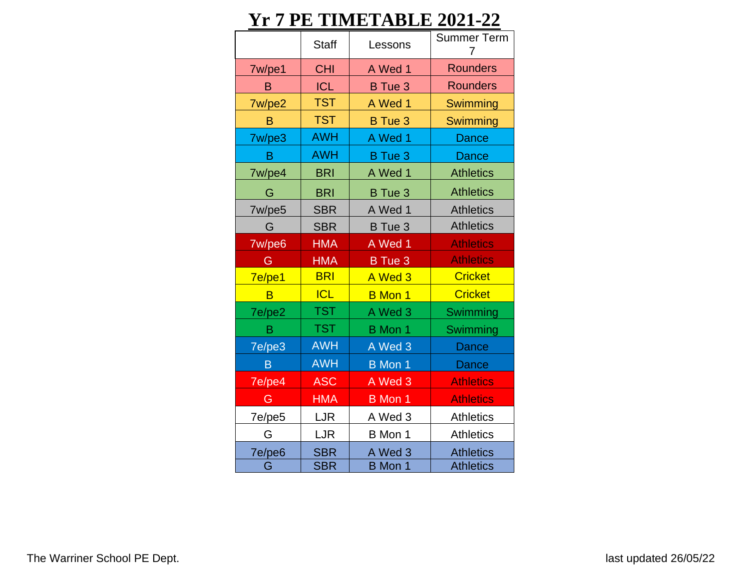# Yr 7 PE TIMETABLE 2021-22

| | Staff | Lessons | Summer Term 7 |
|---|---|---|---|
| 7w/pe1 | CHI | A Wed 1 | Rounders |
| B | ICL | B Tue 3 | Rounders |
| 7w/pe2 | TST | A Wed 1 | Swimming |
| B | TST | B Tue 3 | Swimming |
| 7w/pe3 | AWH | A Wed 1 | Dance |
| B | AWH | B Tue 3 | Dance |
| 7w/pe4 | BRI | A Wed 1 | Athletics |
| G | BRI | B Tue 3 | Athletics |
| 7w/pe5 | SBR | A Wed 1 | Athletics |
| G | SBR | B Tue 3 | Athletics |
| 7w/pe6 | HMA | A Wed 1 | Athletics |
| G | HMA | B Tue 3 | Athletics |
| 7e/pe1 | BRI | A Wed 3 | Cricket |
| B | ICL | B Mon 1 | Cricket |
| 7e/pe2 | TST | A Wed 3 | Swimming |
| B | TST | B Mon 1 | Swimming |
| 7e/pe3 | AWH | A Wed 3 | Dance |
| B | AWH | B Mon 1 | Dance |
| 7e/pe4 | ASC | A Wed 3 | Athletics |
| G | HMA | B Mon 1 | Athletics |
| 7e/pe5 | LJR | A Wed 3 | Athletics |
| G | LJR | B Mon 1 | Athletics |
| 7e/pe6 | SBR | A Wed 3 | Athletics |
| G | SBR | B Mon 1 | Athletics |

The Warriner School PE Dept.

last updated 26/05/22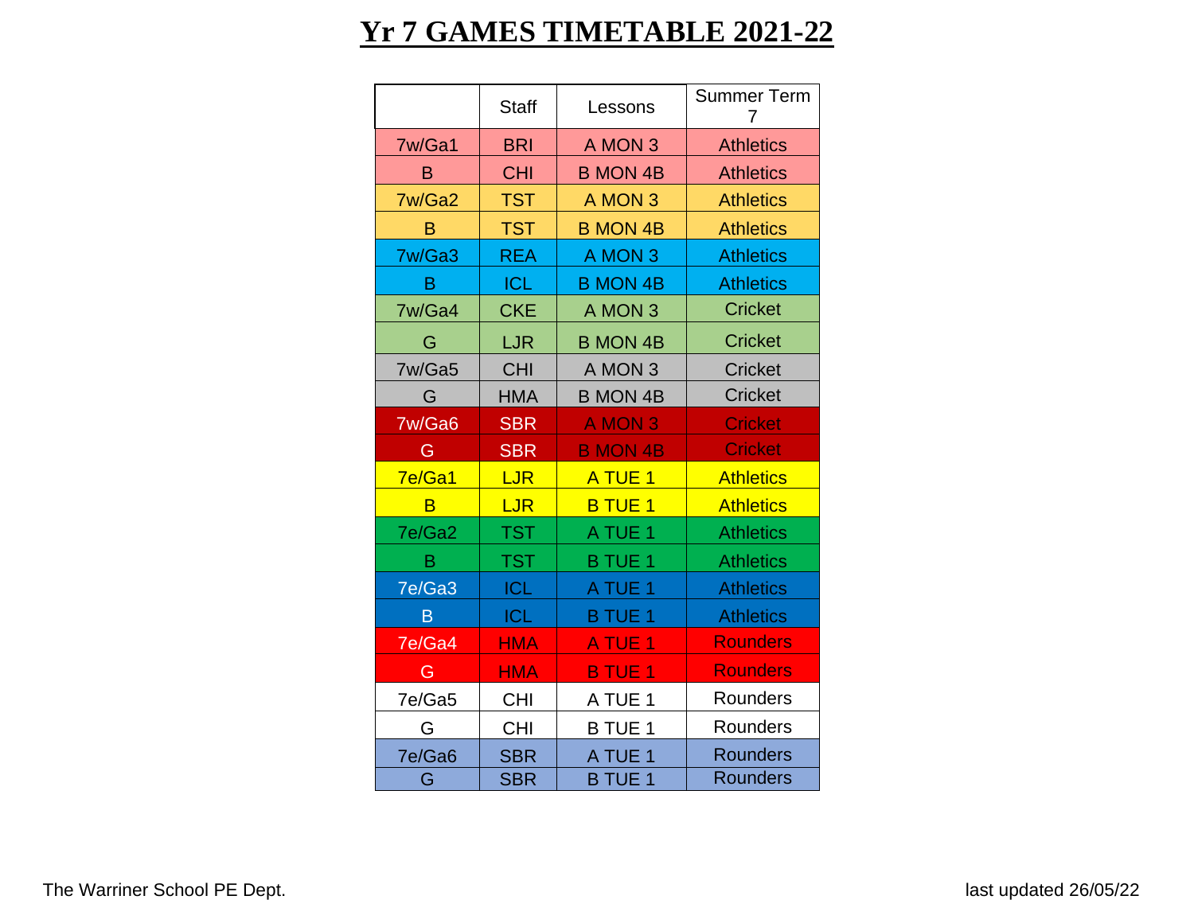# Yr 7 GAMES TIMETABLE 2021-22

| | Staff | Lessons | Summer Term 7 |
|---|---|---|---|
| 7w/Ga1 | BRI | A MON 3 | Athletics |
| B | CHI | B MON 4B | Athletics |
| 7w/Ga2 | TST | A MON 3 | Athletics |
| B | TST | B MON 4B | Athletics |
| 7w/Ga3 | REA | A MON 3 | Athletics |
| B | ICL | B MON 4B | Athletics |
| 7w/Ga4 | CKE | A MON 3 | Cricket |
| G | LJR | B MON 4B | Cricket |
| 7w/Ga5 | CHI | A MON 3 | Cricket |
| G | HMA | B MON 4B | Cricket |
| 7w/Ga6 | SBR | A MON 3 | Cricket |
| G | SBR | B MON 4B | Cricket |
| 7e/Ga1 | LJR | A TUE 1 | Athletics |
| B | LJR | B TUE 1 | Athletics |
| 7e/Ga2 | TST | A TUE 1 | Athletics |
| B | TST | B TUE 1 | Athletics |
| 7e/Ga3 | ICL | A TUE 1 | Athletics |
| B | ICL | B TUE 1 | Athletics |
| 7e/Ga4 | HMA | A TUE 1 | Rounders |
| G | HMA | B TUE 1 | Rounders |
| 7e/Ga5 | CHI | A TUE 1 | Rounders |
| G | CHI | B TUE 1 | Rounders |
| 7e/Ga6 | SBR | A TUE 1 | Rounders |
| G | SBR | B TUE 1 | Rounders |

The Warriner School PE Dept.

last updated 26/05/22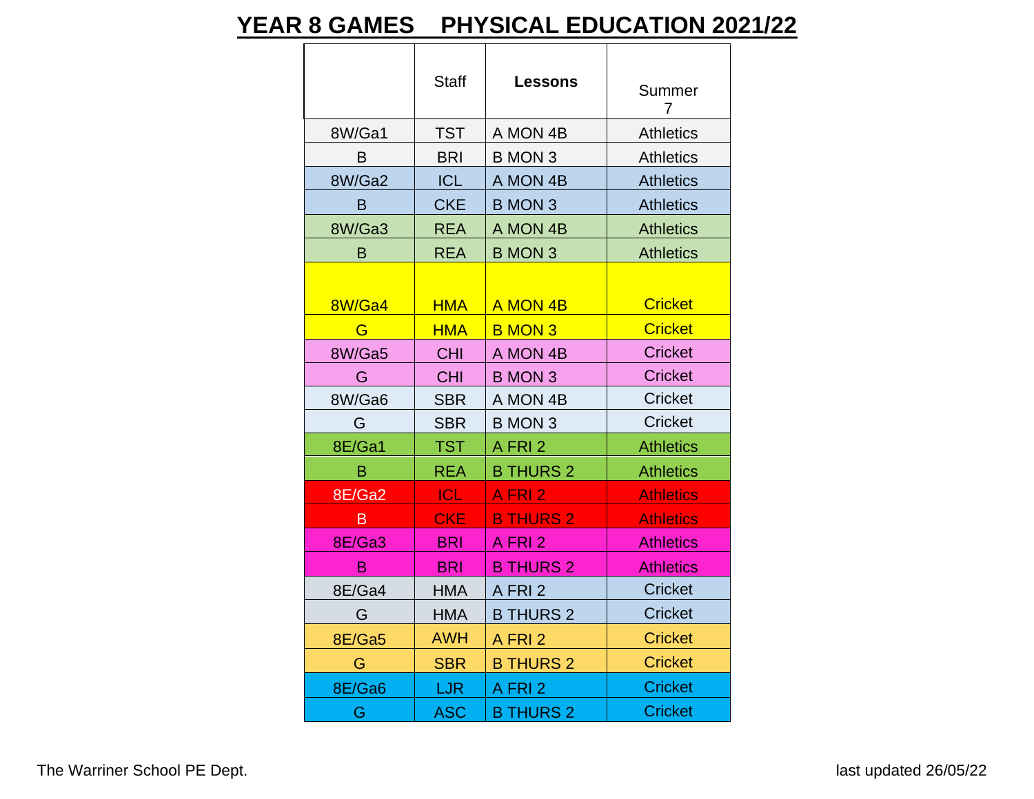# YEAR 8 GAMES    PHYSICAL EDUCATION 2021/22

| | Staff | **Lessons** | Summer 7 |
|---|---|---|---|
| 8W/Ga1 | TST | A MON 4B | Athletics |
| B | BRI | B MON 3 | Athletics |
| 8W/Ga2 | ICL | A MON 4B | Athletics |
| B | CKE | B MON 3 | Athletics |
| 8W/Ga3 | REA | A MON 4B | Athletics |
| B | REA | B MON 3 | Athletics |
| 8W/Ga4 | HMA | A MON 4B | Cricket |
| G | HMA | B MON 3 | Cricket |
| 8W/Ga5 | CHI | A MON 4B | Cricket |
| G | CHI | B MON 3 | Cricket |
| 8W/Ga6 | SBR | A MON 4B | Cricket |
| G | SBR | B MON 3 | Cricket |
| 8E/Ga1 | TST | A FRI 2 | Athletics |
| B | REA | B THURS 2 | Athletics |
| 8E/Ga2 | ICL | A FRI 2 | Athletics |
| B | CKE | B THURS 2 | Athletics |
| 8E/Ga3 | BRI | A FRI 2 | Athletics |
| B | BRI | B THURS 2 | Athletics |
| 8E/Ga4 | HMA | A FRI 2 | Cricket |
| G | HMA | B THURS 2 | Cricket |
| 8E/Ga5 | AWH | A FRI 2 | Cricket |
| G | SBR | B THURS 2 | Cricket |
| 8E/Ga6 | LJR | A FRI 2 | Cricket |
| G | ASC | B THURS 2 | Cricket |

The Warriner School PE Dept.

last updated 26/05/22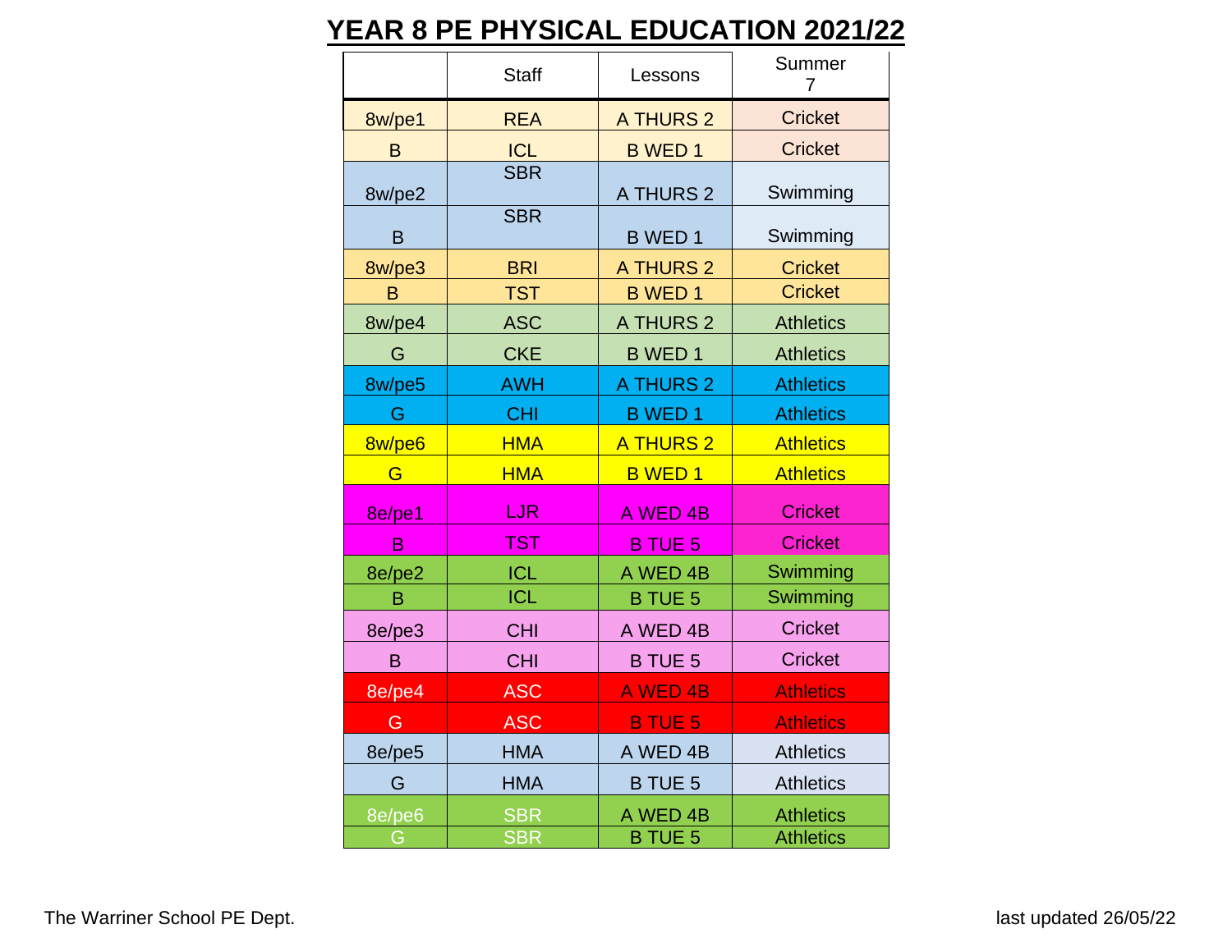# YEAR 8 PE PHYSICAL EDUCATION 2021/22

| | Staff | Lessons | Summer 7 |
|---|---|---|---|
| 8w/pe1 | REA | A THURS 2 | Cricket |
| B | ICL | B WED 1 | Cricket |
| 8w/pe2 | SBR | A THURS 2 | Swimming |
| B | SBR | B WED 1 | Swimming |
| 8w/pe3 | BRI | A THURS 2 | Cricket |
| B | TST | B WED 1 | Cricket |
| 8w/pe4 | ASC | A THURS 2 | Athletics |
| G | CKE | B WED 1 | Athletics |
| 8w/pe5 | AWH | A THURS 2 | Athletics |
| G | CHI | B WED 1 | Athletics |
| 8w/pe6 | HMA | A THURS 2 | Athletics |
| G | HMA | B WED 1 | Athletics |
| 8e/pe1 | LJR | A WED 4B | Cricket |
| B | TST | B TUE 5 | Cricket |
| 8e/pe2 | ICL | A WED 4B | Swimming |
| B | ICL | B TUE 5 | Swimming |
| 8e/pe3 | CHI | A WED 4B | Cricket |
| B | CHI | B TUE 5 | Cricket |
| 8e/pe4 | ASC | A WED 4B | Athletics |
| G | ASC | B TUE 5 | Athletics |
| 8e/pe5 | HMA | A WED 4B | Athletics |
| G | HMA | B TUE 5 | Athletics |
| 8e/pe6 | SBR | A WED 4B | Athletics |
| G | SBR | B TUE 5 | Athletics |

The Warriner School PE Dept.

last updated 26/05/22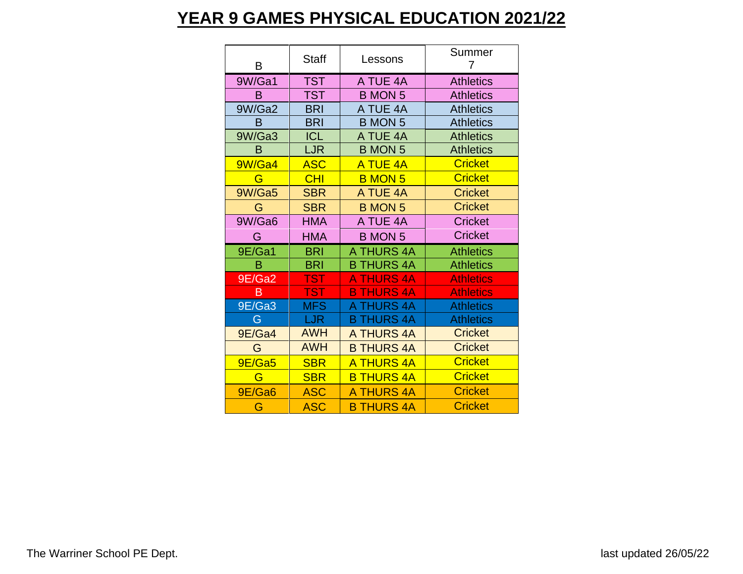# YEAR 9 GAMES PHYSICAL EDUCATION 2021/22

| B | Staff | Lessons | Summer 7 |
|---|---|---|---|
| 9W/Ga1 | TST | A TUE 4A | Athletics |
| B | TST | B MON 5 | Athletics |
| 9W/Ga2 | BRI | A TUE 4A | Athletics |
| B | BRI | B MON 5 | Athletics |
| 9W/Ga3 | ICL | A TUE 4A | Athletics |
| B | LJR | B MON 5 | Athletics |
| 9W/Ga4 | ASC | A TUE 4A | Cricket |
| G | CHI | B MON 5 | Cricket |
| 9W/Ga5 | SBR | A TUE 4A | Cricket |
| G | SBR | B MON 5 | Cricket |
| 9W/Ga6 | HMA | A TUE 4A | Cricket |
| G | HMA | B MON 5 | Cricket |
| 9E/Ga1 | BRI | A THURS 4A | Athletics |
| B | BRI | B THURS 4A | Athletics |
| 9E/Ga2 | TST | A THURS 4A | Athletics |
| B | TST | B THURS 4A | Athletics |
| 9E/Ga3 | MFS | A THURS 4A | Athletics |
| G | LJR | B THURS 4A | Athletics |
| 9E/Ga4 | AWH | A THURS 4A | Cricket |
| G | AWH | B THURS 4A | Cricket |
| 9E/Ga5 | SBR | A THURS 4A | Cricket |
| G | SBR | B THURS 4A | Cricket |
| 9E/Ga6 | ASC | A THURS 4A | Cricket |
| G | ASC | B THURS 4A | Cricket |

The Warriner School PE Dept.

last updated 26/05/22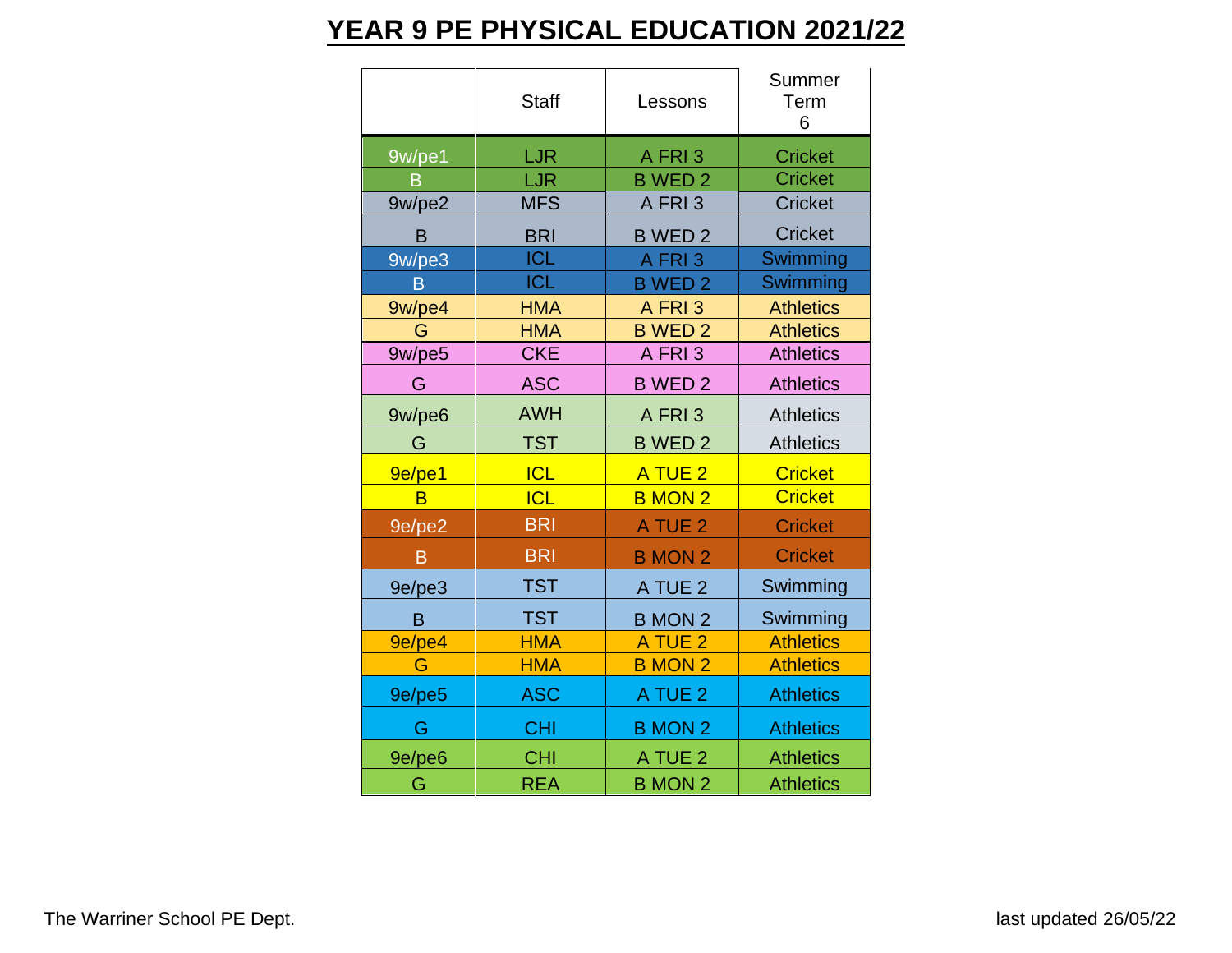# YEAR 9 PE PHYSICAL EDUCATION 2021/22

| | Staff | Lessons | Summer Term 6 |
|---|---|---|---|
| 9w/pe1 | LJR | A FRI 3 | Cricket |
| B | LJR | B WED 2 | Cricket |
| 9w/pe2 | MFS | A FRI 3 | Cricket |
| B | BRI | B WED 2 | Cricket |
| 9w/pe3 | ICL | A FRI 3 | Swimming |
| B | ICL | B WED 2 | Swimming |
| 9w/pe4 | HMA | A FRI 3 | Athletics |
| G | HMA | B WED 2 | Athletics |
| 9w/pe5 | CKE | A FRI 3 | Athletics |
| G | ASC | B WED 2 | Athletics |
| 9w/pe6 | AWH | A FRI 3 | Athletics |
| G | TST | B WED 2 | Athletics |
| 9e/pe1 | ICL | A TUE 2 | Cricket |
| B | ICL | B MON 2 | Cricket |
| 9e/pe2 | BRI | A TUE 2 | Cricket |
| B | BRI | B MON 2 | Cricket |
| 9e/pe3 | TST | A TUE 2 | Swimming |
| B | TST | B MON 2 | Swimming |
| 9e/pe4 | HMA | A TUE 2 | Athletics |
| G | HMA | B MON 2 | Athletics |
| 9e/pe5 | ASC | A TUE 2 | Athletics |
| G | CHI | B MON 2 | Athletics |
| 9e/pe6 | CHI | A TUE 2 | Athletics |
| G | REA | B MON 2 | Athletics |

The Warriner School PE Dept.

last updated 26/05/22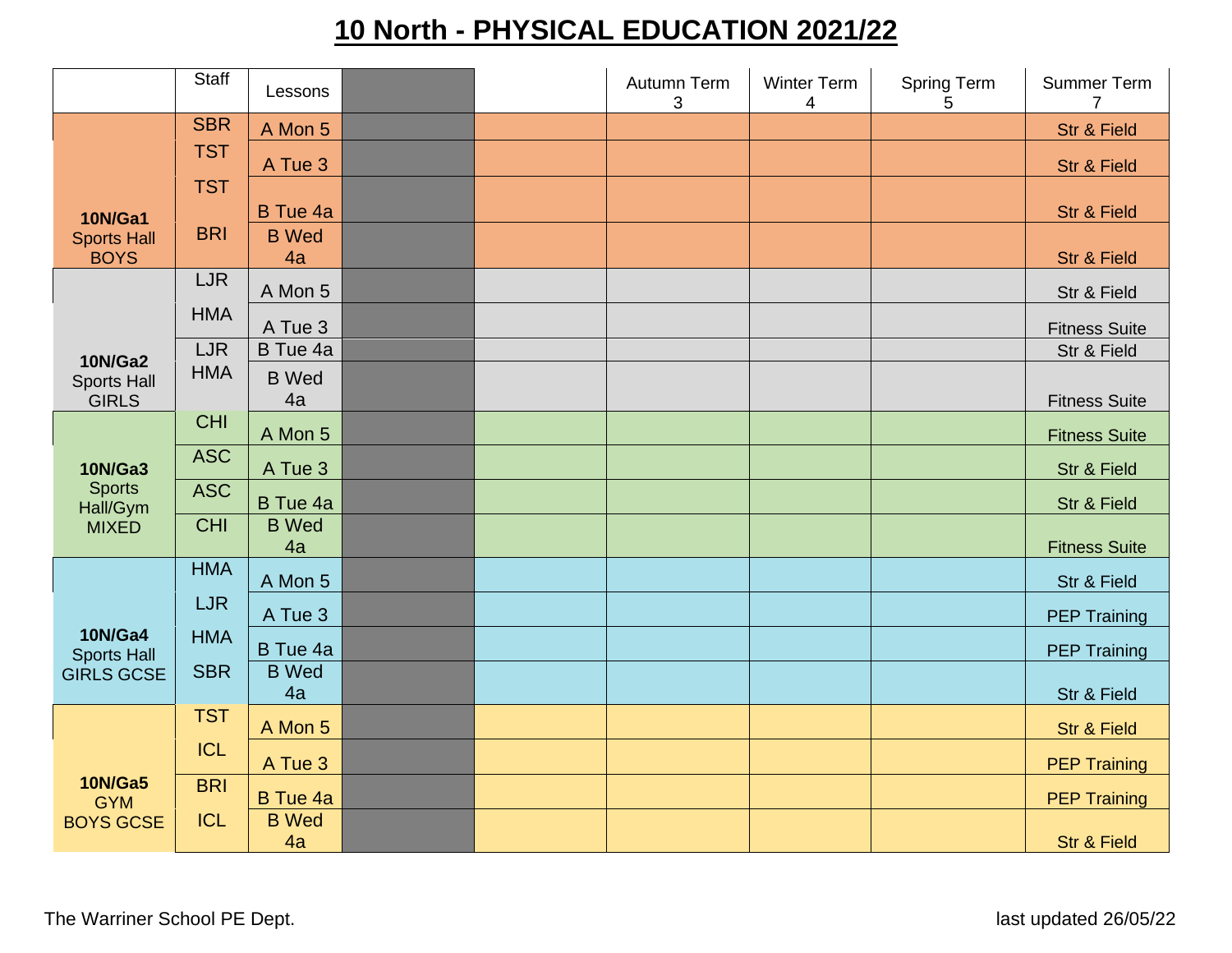# 10 North - PHYSICAL EDUCATION 2021/22

| | Staff | Lessons | | | Autumn Term 3 | Winter Term 4 | Spring Term 5 | Summer Term 7 |
|---|---|---|---|---|---|---|---|---|
| **10N/Ga1** Sports Hall BOYS | SBR | A Mon 5 | | | | | | Str & Field |
| | TST | A Tue 3 | | | | | | Str & Field |
| | TST | B Tue 4a | | | | | | Str & Field |
| | BRI | B Wed 4a | | | | | | Str & Field |
| **10N/Ga2** Sports Hall GIRLS | LJR | A Mon 5 | | | | | | Str & Field |
| | HMA | A Tue 3 | | | | | | Fitness Suite |
| | LJR | B Tue 4a | | | | | | Str & Field |
| | HMA | B Wed 4a | | | | | | Fitness Suite |
| **10N/Ga3** Sports Hall/Gym MIXED | CHI | A Mon 5 | | | | | | Fitness Suite |
| | ASC | A Tue 3 | | | | | | Str & Field |
| | ASC | B Tue 4a | | | | | | Str & Field |
| | CHI | B Wed 4a | | | | | | Fitness Suite |
| **10N/Ga4** Sports Hall GIRLS GCSE | HMA | A Mon 5 | | | | | | Str & Field |
| | LJR | A Tue 3 | | | | | | PEP Training |
| | HMA | B Tue 4a | | | | | | PEP Training |
| | SBR | B Wed 4a | | | | | | Str & Field |
| **10N/Ga5** GYM BOYS GCSE | TST | A Mon 5 | | | | | | Str & Field |
| | ICL | A Tue 3 | | | | | | PEP Training |
| | BRI | B Tue 4a | | | | | | PEP Training |
| | ICL | B Wed 4a | | | | | | Str & Field |

The Warriner School PE Dept.

last updated 26/05/22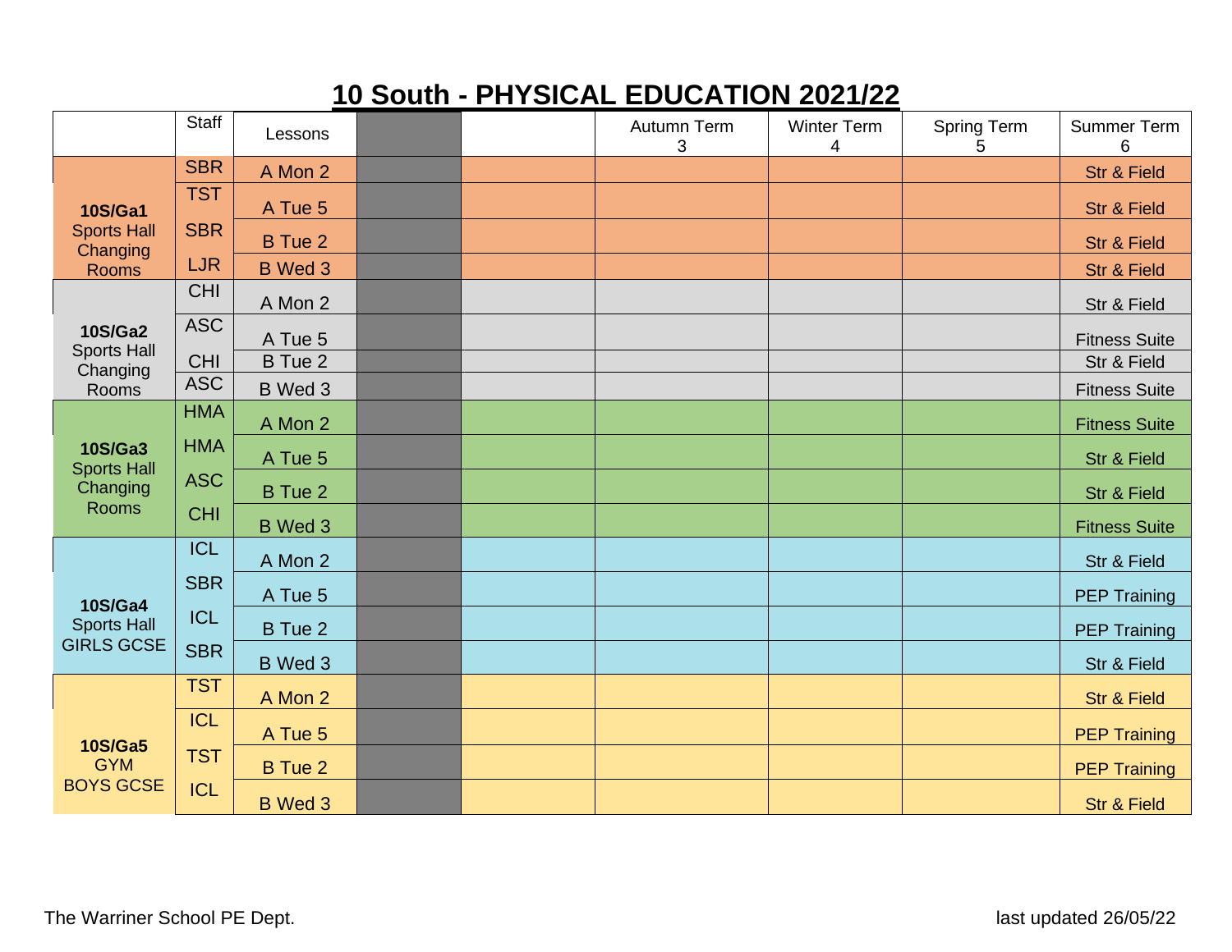# 10 South - PHYSICAL EDUCATION 2021/22

| | Staff | Lessons | | | Autumn Term 3 | Winter Term 4 | Spring Term 5 | Summer Term 6 |
|---|---|---|---|---|---|---|---|---|
| **10S/Ga1** Sports Hall Changing Rooms | SBR | A Mon 2 | | | | | | Str & Field |
| | TST | A Tue 5 | | | | | | Str & Field |
| | SBR | B Tue 2 | | | | | | Str & Field |
| | LJR | B Wed 3 | | | | | | Str & Field |
| **10S/Ga2** Sports Hall Changing Rooms | CHI | A Mon 2 | | | | | | Str & Field |
| | ASC | A Tue 5 | | | | | | Fitness Suite |
| | CHI | B Tue 2 | | | | | | Str & Field |
| | ASC | B Wed 3 | | | | | | Fitness Suite |
| **10S/Ga3** Sports Hall Changing Rooms | HMA | A Mon 2 | | | | | | Fitness Suite |
| | HMA | A Tue 5 | | | | | | Str & Field |
| | ASC | B Tue 2 | | | | | | Str & Field |
| | CHI | B Wed 3 | | | | | | Fitness Suite |
| **10S/Ga4** Sports Hall GIRLS GCSE | ICL | A Mon 2 | | | | | | Str & Field |
| | SBR | A Tue 5 | | | | | | PEP Training |
| | ICL | B Tue 2 | | | | | | PEP Training |
| | SBR | B Wed 3 | | | | | | Str & Field |
| **10S/Ga5** GYM BOYS GCSE | TST | A Mon 2 | | | | | | Str & Field |
| | ICL | A Tue 5 | | | | | | PEP Training |
| | TST | B Tue 2 | | | | | | PEP Training |
| | ICL | B Wed 3 | | | | | | Str & Field |

The Warriner School PE Dept.

last updated 26/05/22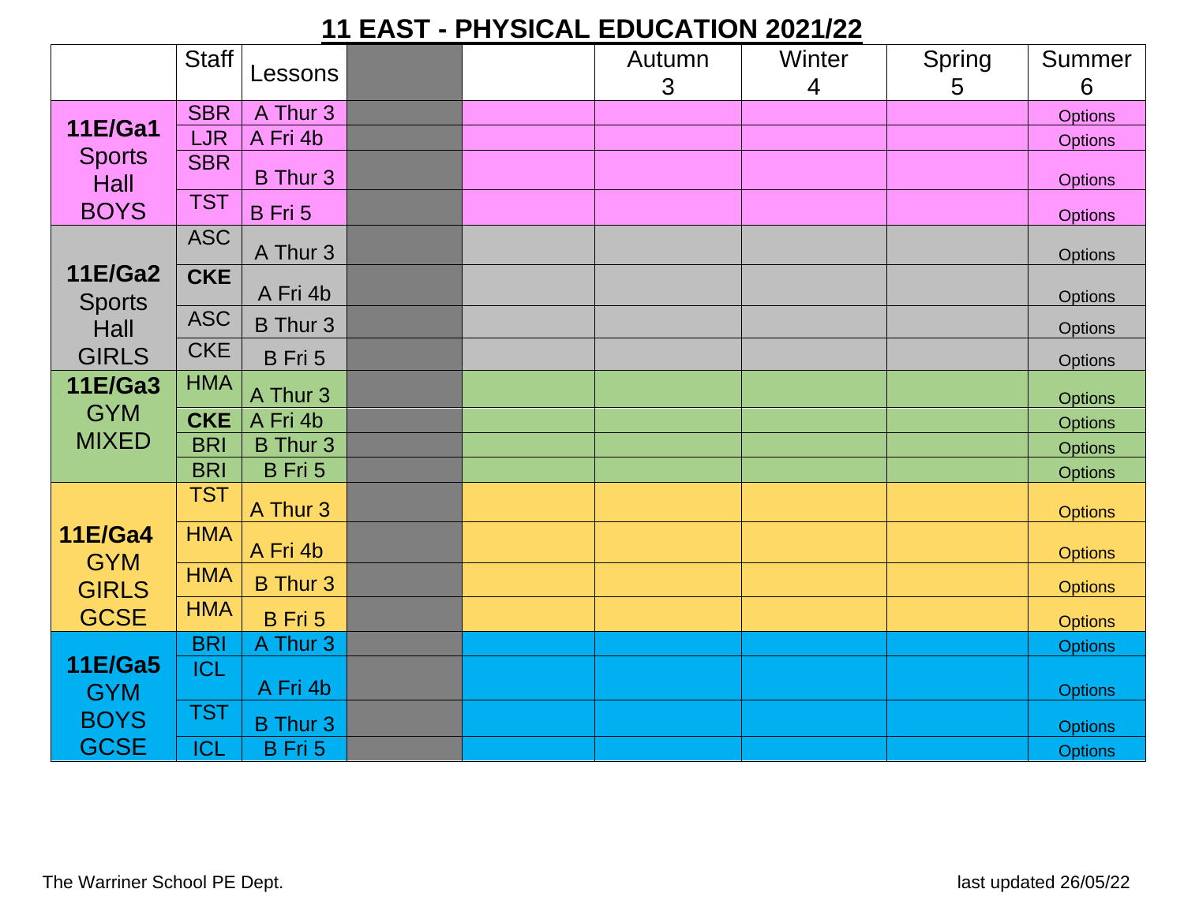# 11 EAST - PHYSICAL EDUCATION 2021/22

| | Staff | Lessons | | | Autumn 3 | Winter 4 | Spring 5 | Summer 6 |
|---|---|---|---|---|---|---|---|---|
| **11E/Ga1** Sports Hall BOYS | SBR | A Thur 3 | | | | | | Options |
| | LJR | A Fri 4b | | | | | | Options |
| | SBR | B Thur 3 | | | | | | Options |
| | TST | B Fri 5 | | | | | | Options |
| **11E/Ga2** Sports Hall GIRLS | ASC | A Thur 3 | | | | | | Options |
| | **CKE** | A Fri 4b | | | | | | Options |
| | ASC | B Thur 3 | | | | | | Options |
| | CKE | B Fri 5 | | | | | | Options |
| **11E/Ga3** GYM MIXED | HMA | A Thur 3 | | | | | | Options |
| | **CKE** | A Fri 4b | | | | | | Options |
| | BRI | B Thur 3 | | | | | | Options |
| | BRI | B Fri 5 | | | | | | Options |
| **11E/Ga4** GYM GIRLS GCSE | TST | A Thur 3 | | | | | | Options |
| | HMA | A Fri 4b | | | | | | Options |
| | HMA | B Thur 3 | | | | | | Options |
| | HMA | B Fri 5 | | | | | | Options |
| **11E/Ga5** GYM BOYS GCSE | BRI | A Thur 3 | | | | | | Options |
| | ICL | A Fri 4b | | | | | | Options |
| | TST | B Thur 3 | | | | | | Options |
| | ICL | B Fri 5 | | | | | | Options |

The Warriner School PE Dept.

last updated 26/05/22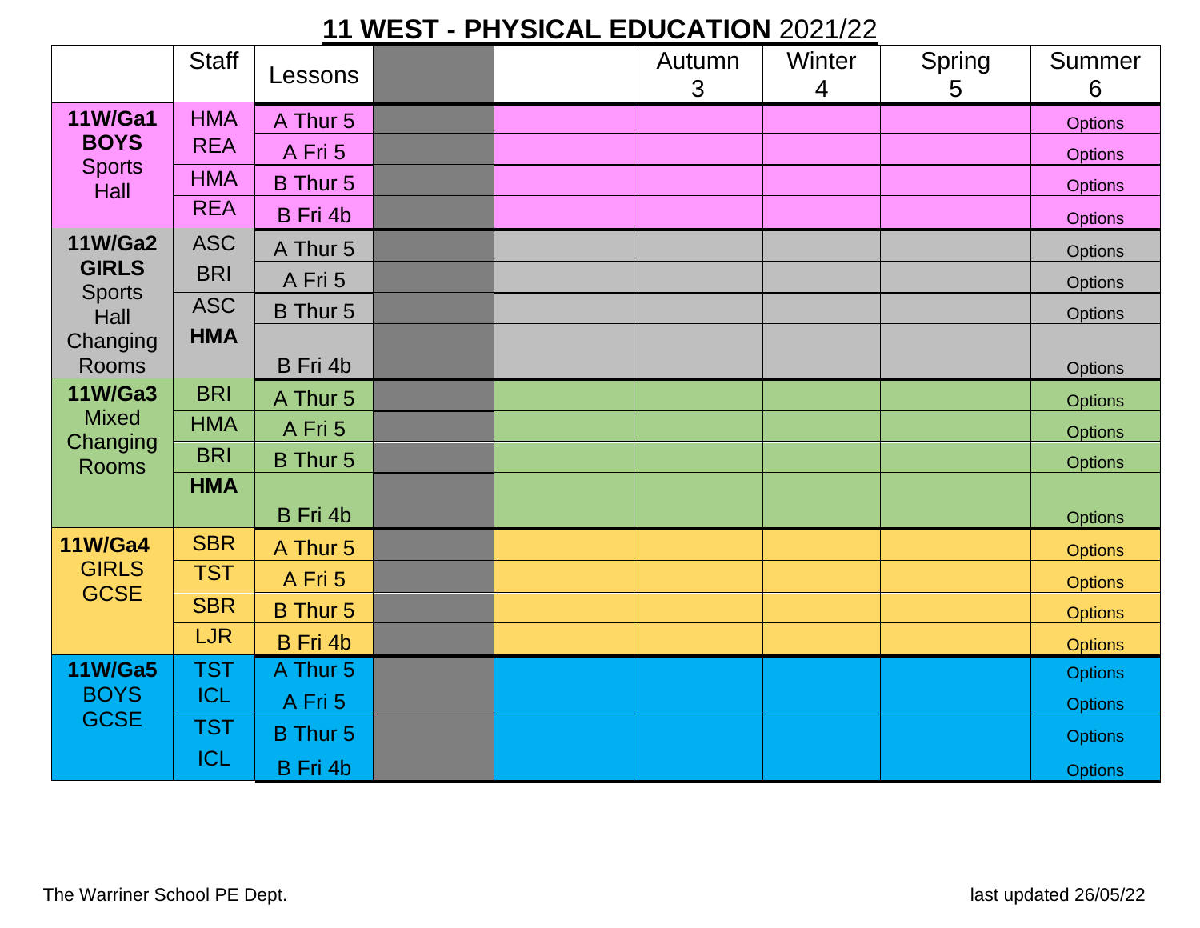# 11 WEST - PHYSICAL EDUCATION 2021/22

| | Staff | Lessons | | | Autumn 3 | Winter 4 | Spring 5 | Summer 6 |
|---|---|---|---|---|---|---|---|---|
| **11W/Ga1** **BOYS** Sports Hall | HMA | A Thur 5 | | | | | | Options |
| | REA | A Fri 5 | | | | | | Options |
| | HMA | B Thur 5 | | | | | | Options |
| | REA | B Fri 4b | | | | | | Options |
| **11W/Ga2** **GIRLS** Sports Hall Changing Rooms | ASC | A Thur 5 | | | | | | Options |
| | BRI | A Fri 5 | | | | | | Options |
| | ASC | B Thur 5 | | | | | | Options |
| | **HMA** | B Fri 4b | | | | | | Options |
| **11W/Ga3** Mixed Changing Rooms | BRI | A Thur 5 | | | | | | Options |
| | HMA | A Fri 5 | | | | | | Options |
| | BRI | B Thur 5 | | | | | | Options |
| | **HMA** | B Fri 4b | | | | | | Options |
| **11W/Ga4** GIRLS GCSE | SBR | A Thur 5 | | | | | | Options |
| | TST | A Fri 5 | | | | | | Options |
| | SBR | B Thur 5 | | | | | | Options |
| | LJR | B Fri 4b | | | | | | Options |
| **11W/Ga5** BOYS GCSE | TST | A Thur 5 | | | | | | Options |
| | ICL | A Fri 5 | | | | | | Options |
| | TST | B Thur 5 | | | | | | Options |
| | ICL | B Fri 4b | | | | | | Options |

The Warriner School PE Dept.

last updated 26/05/22